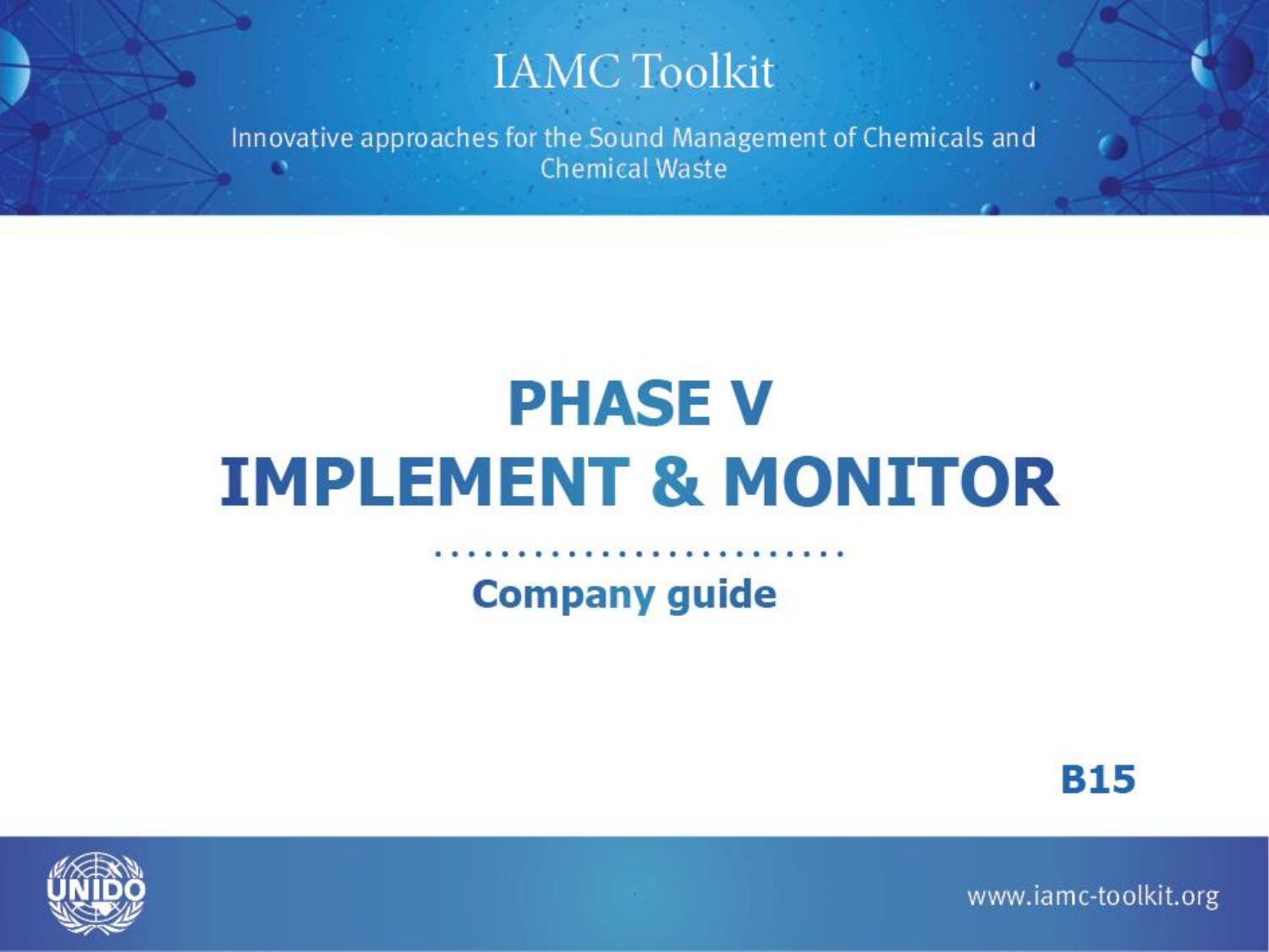IAMC Toolkit

Innovative approaches for the Sound Management of Chemicals and Chemical Waste

# PHASE V
# IMPLEMENT & MONITOR

## Company guide

**B15**

UNIDO

www.iamc-toolkit.org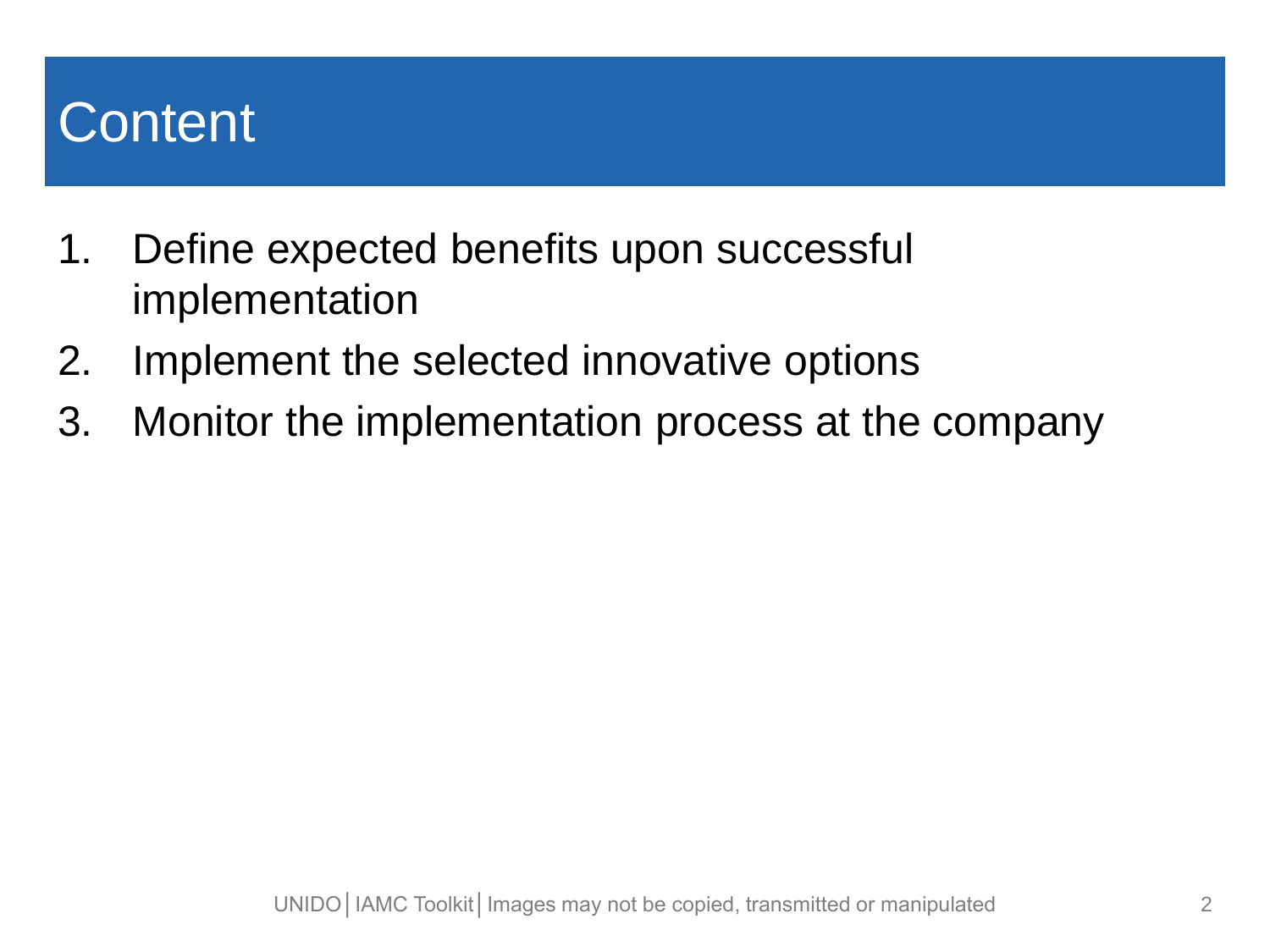# Content

1. Define expected benefits upon successful implementation
2. Implement the selected innovative options
3. Monitor the implementation process at the company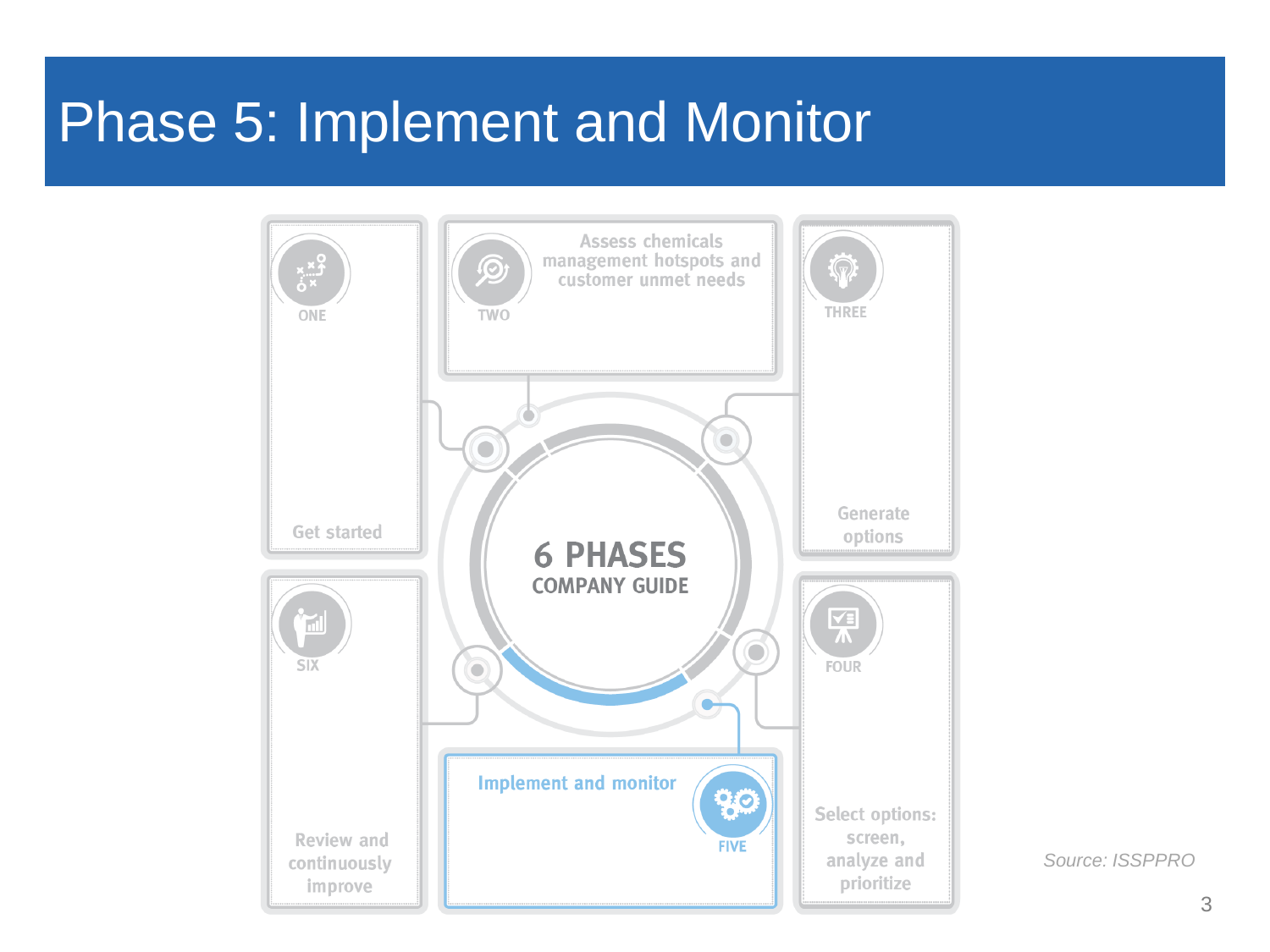# Phase 5: Implement and Monitor

6 PHASES
COMPANY GUIDE

- ONE: Get started
- TWO: Assess chemicals management hotspots and customer unmet needs
- THREE: Generate options
- FOUR: Select options: screen, analyze and prioritize
- FIVE: Implement and monitor
- SIX: Review and continuously improve

*Source: ISSPPRO*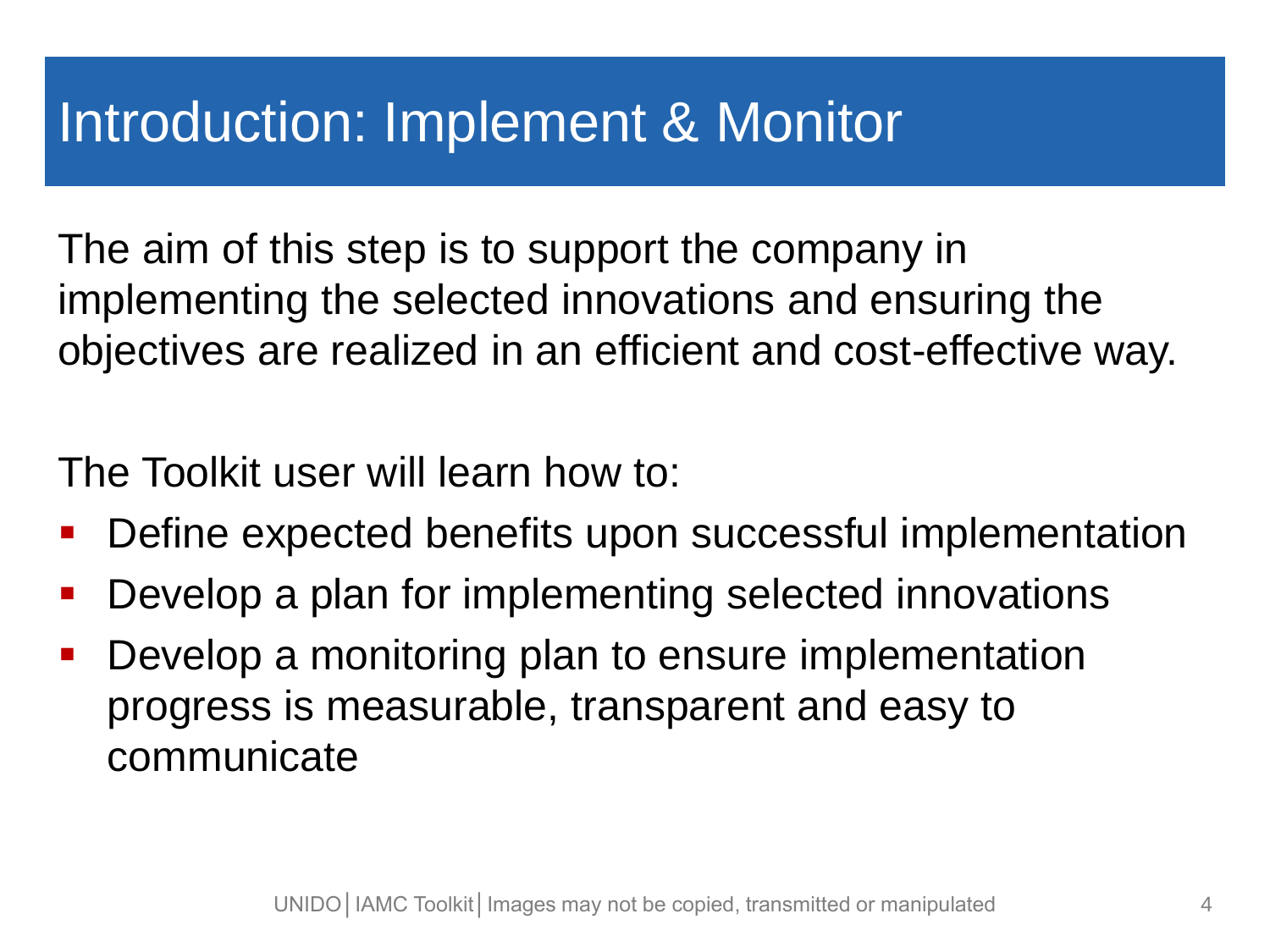# Introduction: Implement & Monitor

The aim of this step is to support the company in implementing the selected innovations and ensuring the objectives are realized in an efficient and cost-effective way.

The Toolkit user will learn how to:

- Define expected benefits upon successful implementation
- Develop a plan for implementing selected innovations
- Develop a monitoring plan to ensure implementation progress is measurable, transparent and easy to communicate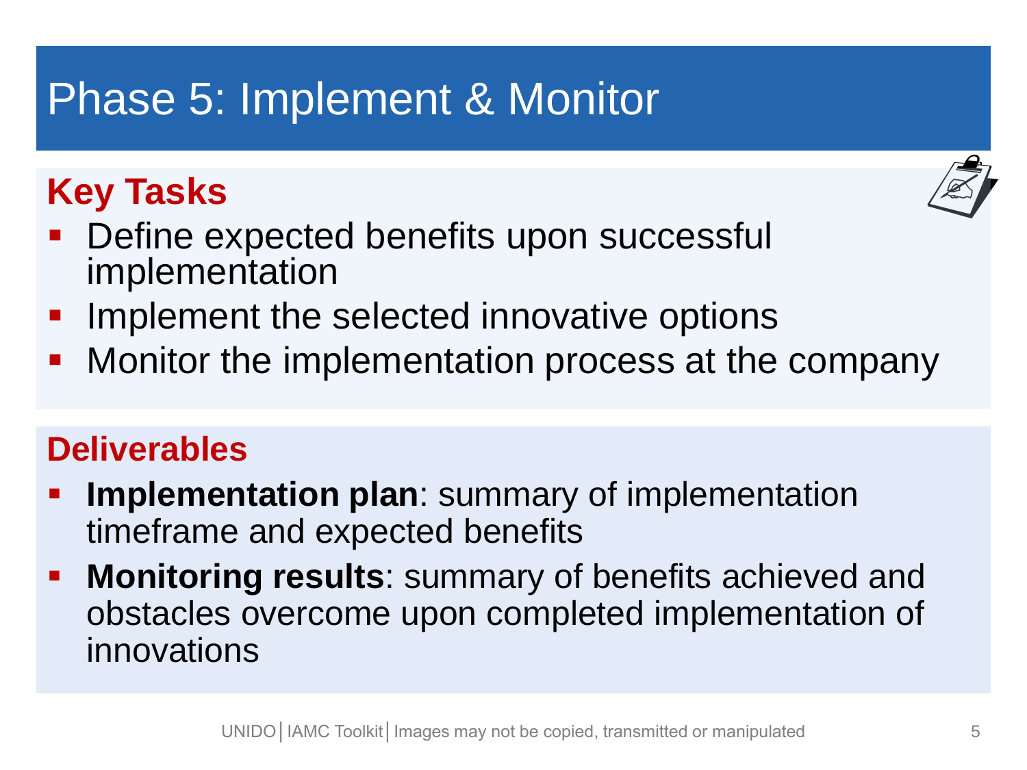# Phase 5: Implement & Monitor

## Key Tasks

- Define expected benefits upon successful implementation
- Implement the selected innovative options
- Monitor the implementation process at the company

## Deliverables

- **Implementation plan**: summary of implementation timeframe and expected benefits
- **Monitoring results**: summary of benefits achieved and obstacles overcome upon completed implementation of innovations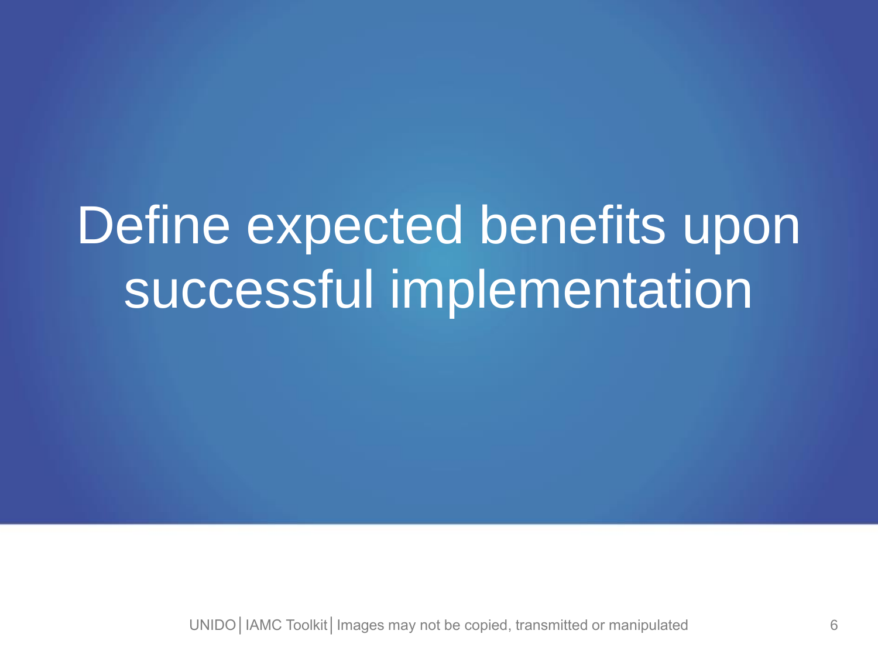# Define expected benefits upon successful implementation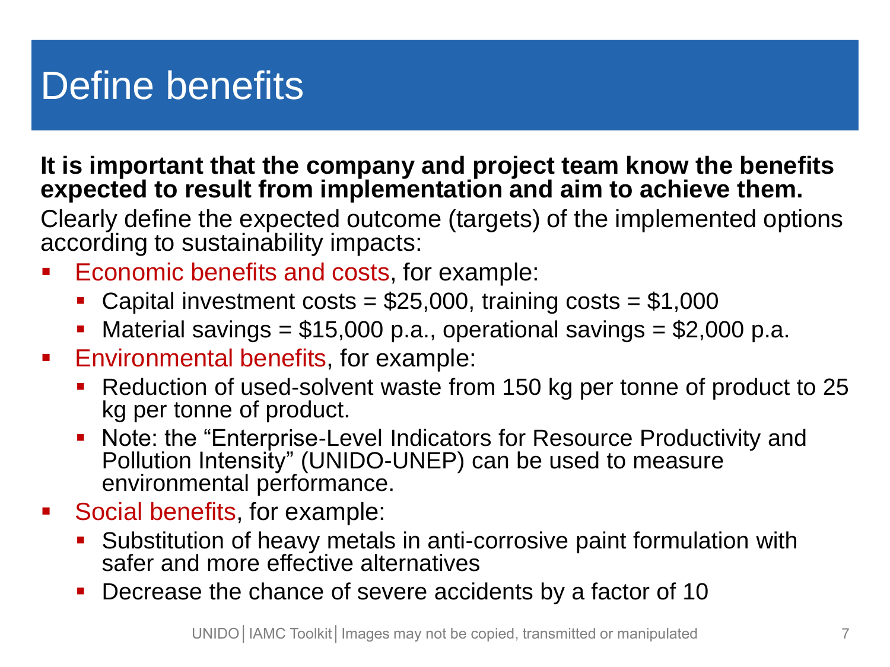# Define benefits

**It is important that the company and project team know the benefits expected to result from implementation and aim to achieve them.**

Clearly define the expected outcome (targets) of the implemented options according to sustainability impacts:

- Economic benefits and costs, for example:
  - Capital investment costs = $25,000, training costs = $1,000
  - Material savings = $15,000 p.a., operational savings = $2,000 p.a.
- Environmental benefits, for example:
  - Reduction of used-solvent waste from 150 kg per tonne of product to 25 kg per tonne of product.
  - Note: the "Enterprise-Level Indicators for Resource Productivity and Pollution Intensity" (UNIDO-UNEP) can be used to measure environmental performance.
- Social benefits, for example:
  - Substitution of heavy metals in anti-corrosive paint formulation with safer and more effective alternatives
  - Decrease the chance of severe accidents by a factor of 10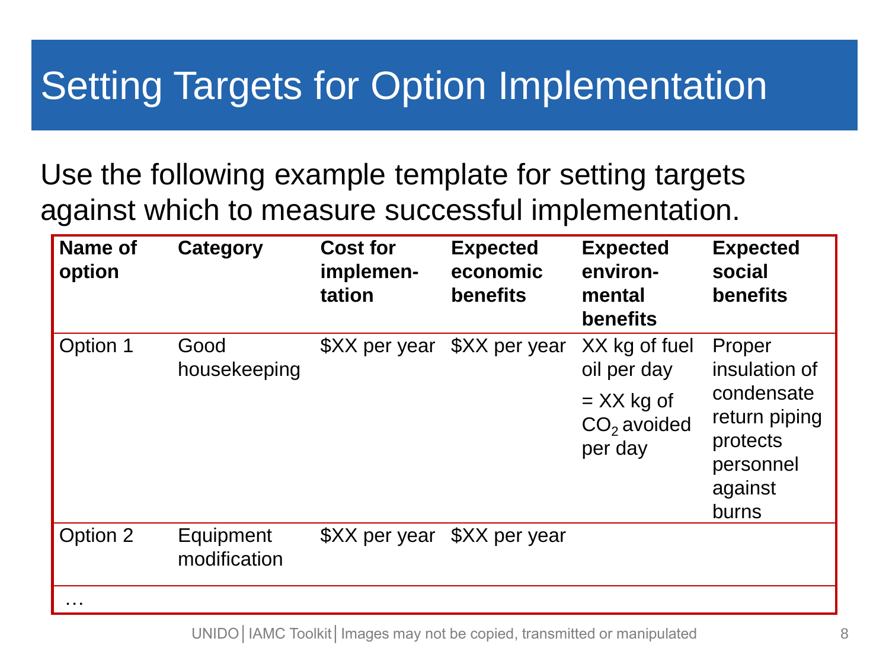# Setting Targets for Option Implementation

Use the following example template for setting targets against which to measure successful implementation.

| Name of option | Category | Cost for implementation | Expected economic benefits | Expected environmental benefits | Expected social benefits |
|---|---|---|---|---|---|
| Option 1 | Good housekeeping | $XX per year | $XX per year | XX kg of fuel oil per day = XX kg of $CO_2$ avoided per day | Proper insulation of condensate return piping protects personnel against burns |
| Option 2 | Equipment modification | $XX per year | $XX per year | | |
| … | | | | | |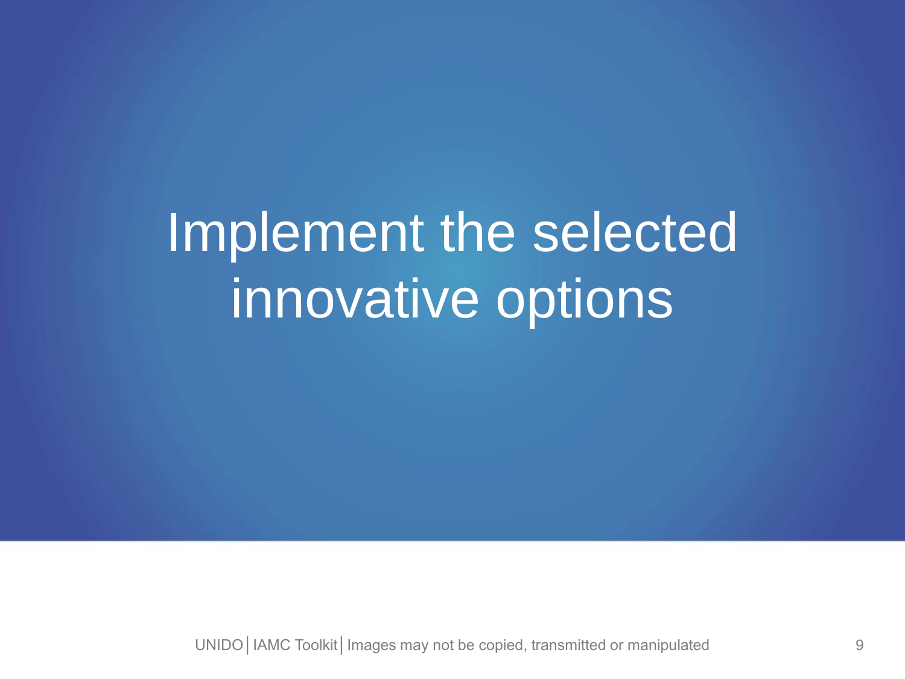# Implement the selected innovative options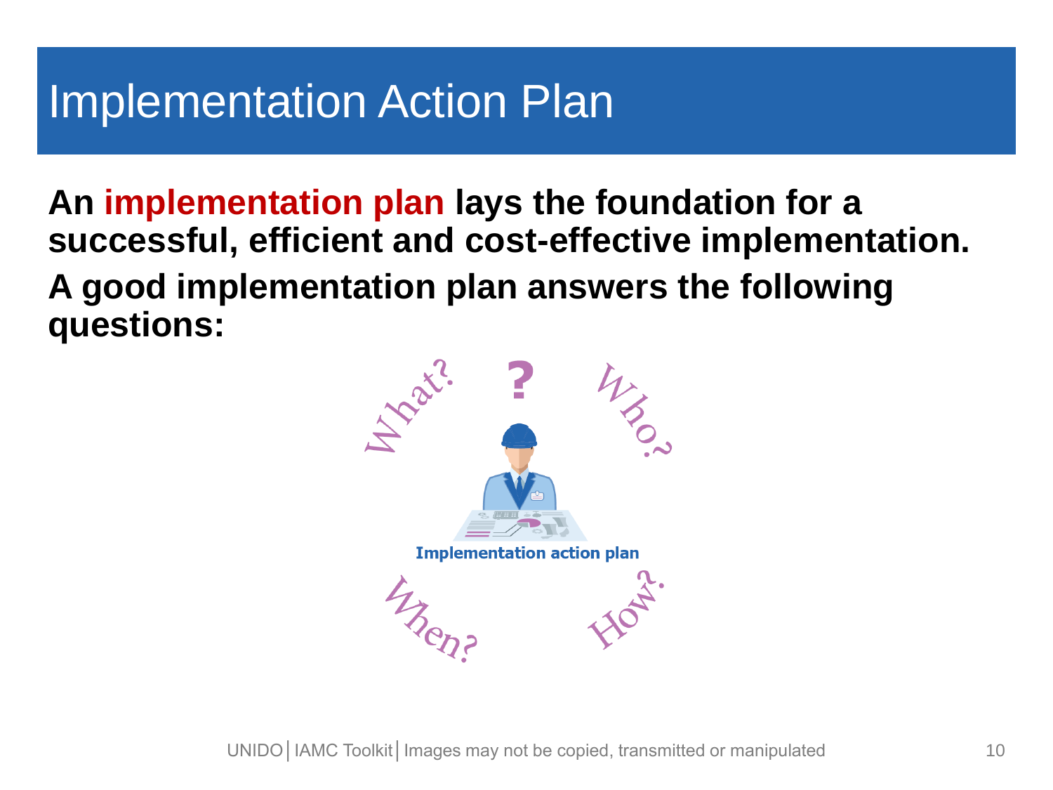# Implementation Action Plan

**An implementation plan lays the foundation for a successful, efficient and cost-effective implementation.**

**A good implementation plan answers the following questions:**

What?

Who?

When?

How?

Implementation action plan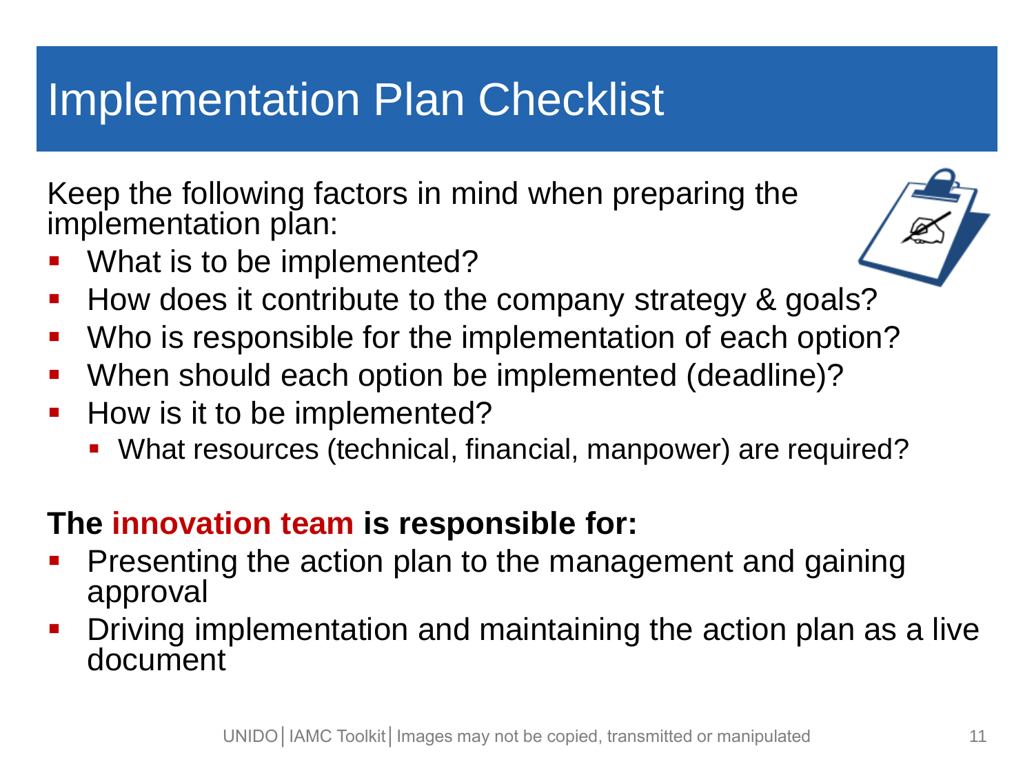# Implementation Plan Checklist

Keep the following factors in mind when preparing the implementation plan:

- What is to be implemented?
- How does it contribute to the company strategy & goals?
- Who is responsible for the implementation of each option?
- When should each option be implemented (deadline)?
- How is it to be implemented?
  - What resources (technical, financial, manpower) are required?

**The innovation team is responsible for:**

- Presenting the action plan to the management and gaining approval
- Driving implementation and maintaining the action plan as a live document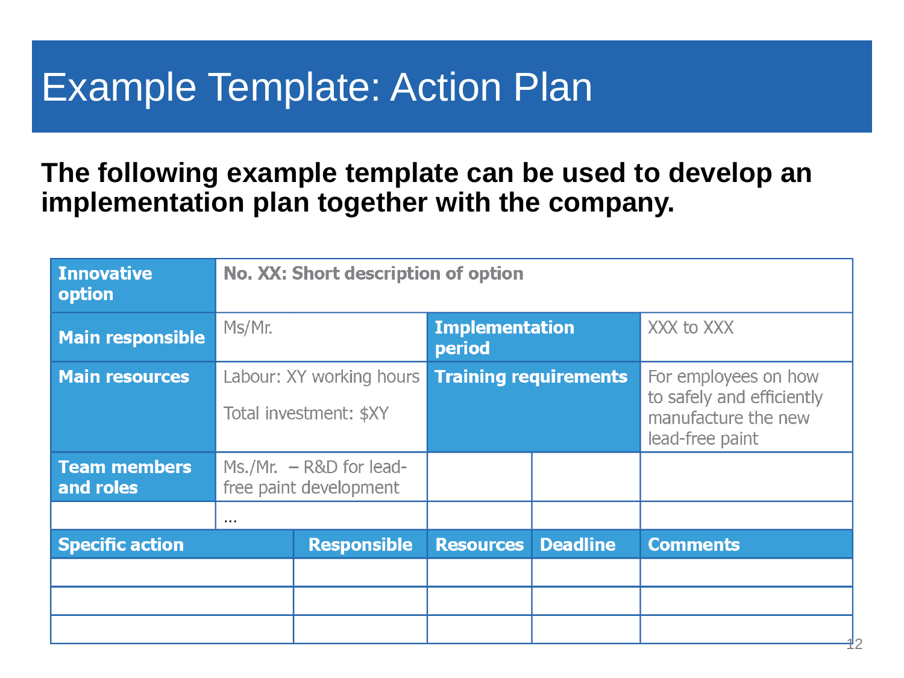# Example Template: Action Plan

**The following example template can be used to develop an implementation plan together with the company.**

| **Innovative option** | **No. XX: Short description of option** | | | | |
|---|---|---|---|---|---|
| **Main responsible** | Ms/Mr. | | **Implementation period** | | XXX to XXX |
| **Main resources** | Labour: XY working hours<br><br>Total investment: $XY | | **Training requirements** | | For employees on how to safely and efficiently manufacture the new lead-free paint |
| **Team members and roles** | Ms./Mr. – R&D for lead-free paint development | | | | |
| | … | | | | |
| **Specific action** | | **Responsible** | **Resources** | **Deadline** | **Comments** |
| | | | | | |
| | | | | | |
| | | | | | |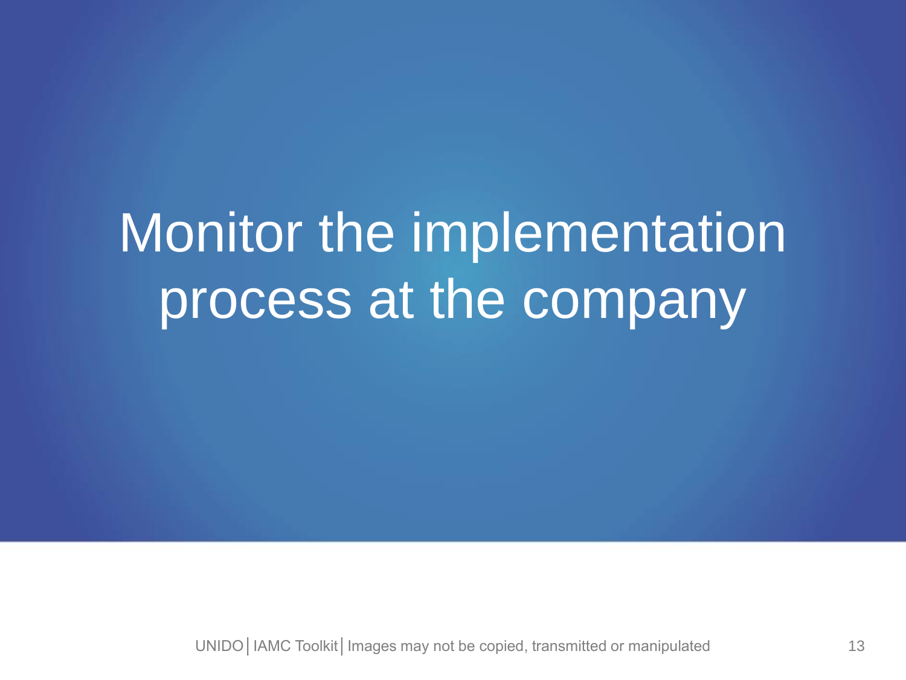# Monitor the implementation process at the company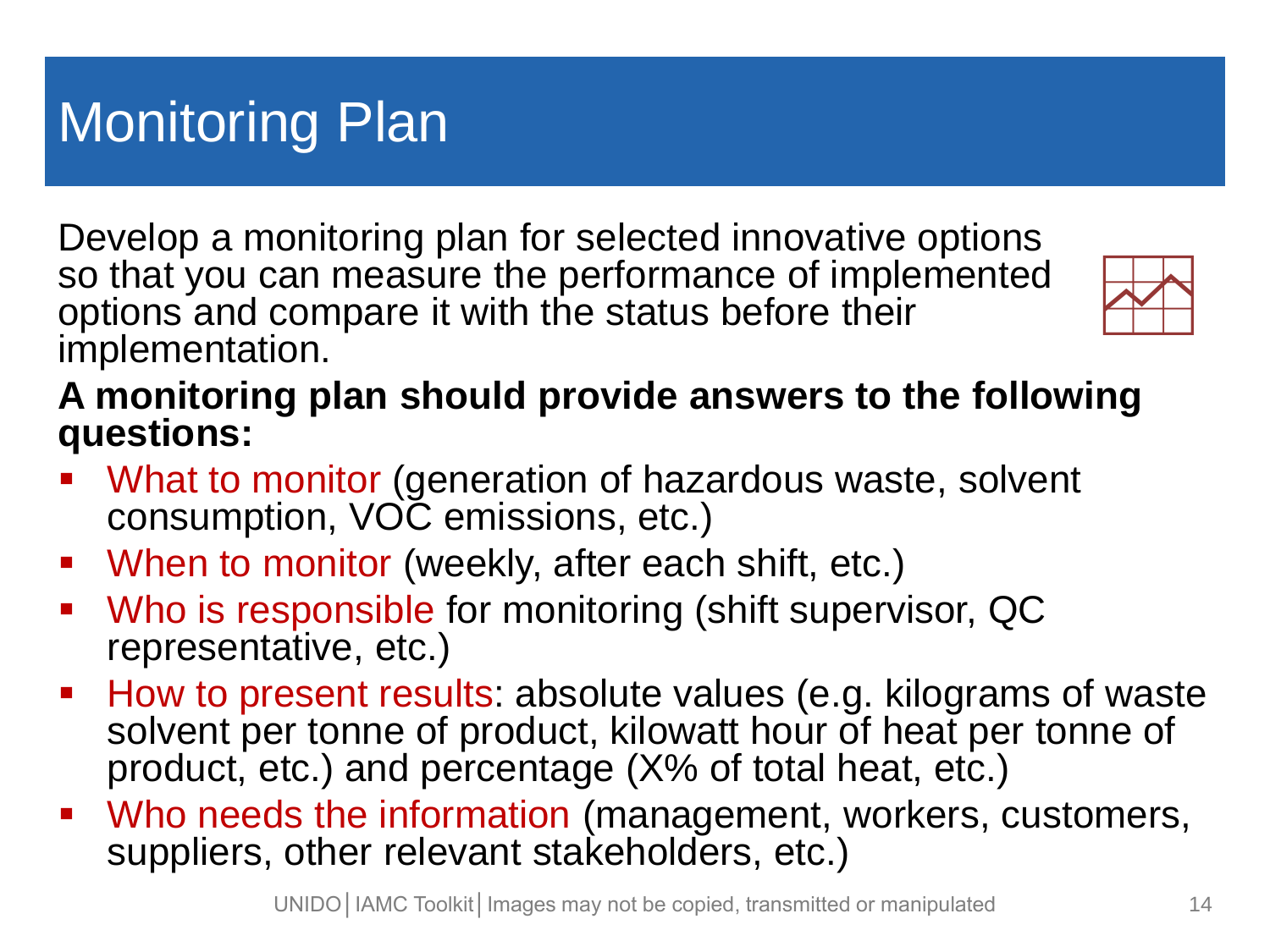# Monitoring Plan

Develop a monitoring plan for selected innovative options so that you can measure the performance of implemented options and compare it with the status before their implementation.

**A monitoring plan should provide answers to the following questions:**

- What to monitor (generation of hazardous waste, solvent consumption, VOC emissions, etc.)
- When to monitor (weekly, after each shift, etc.)
- Who is responsible for monitoring (shift supervisor, QC representative, etc.)
- How to present results: absolute values (e.g. kilograms of waste solvent per tonne of product, kilowatt hour of heat per tonne of product, etc.) and percentage (X% of total heat, etc.)
- Who needs the information (management, workers, customers, suppliers, other relevant stakeholders, etc.)

UNIDO | IAMC Toolkit | Images may not be copied, transmitted or manipulated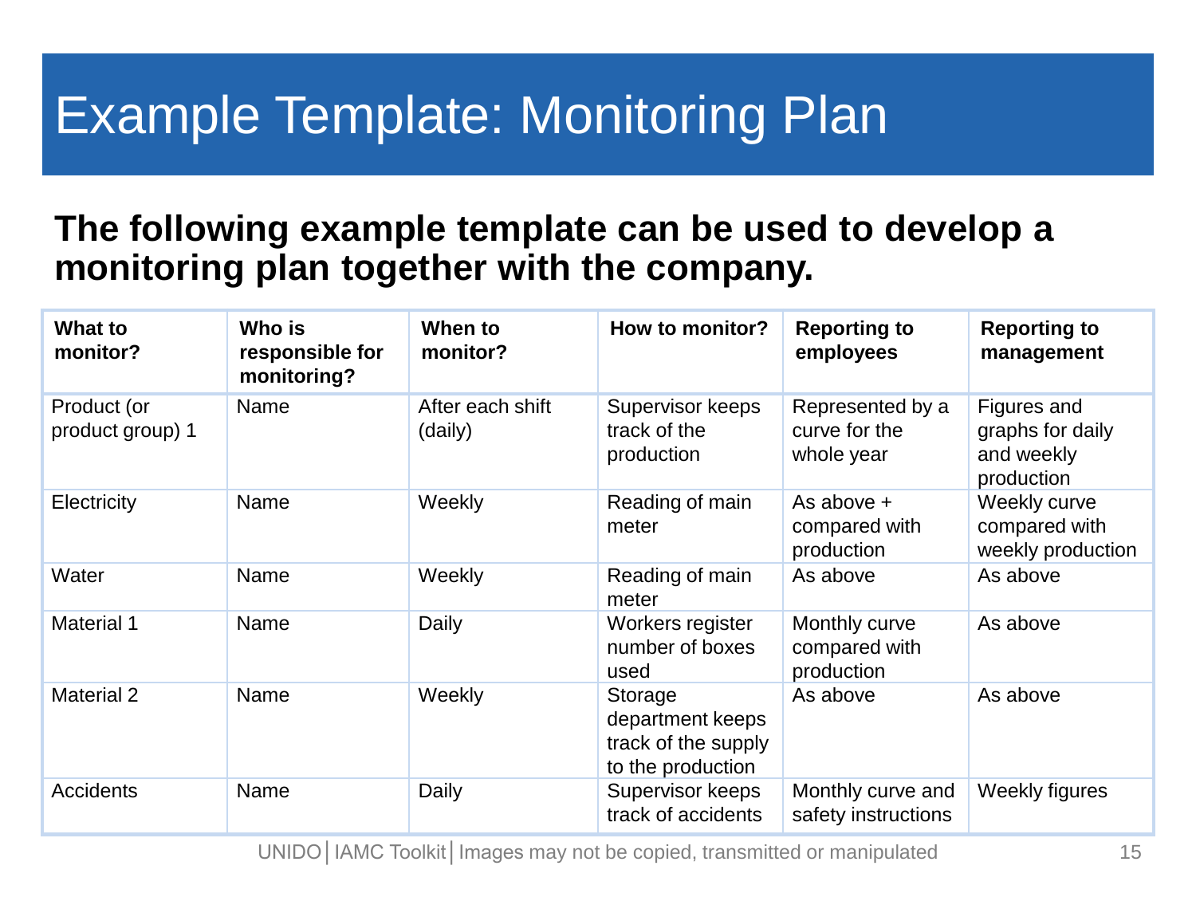# Example Template: Monitoring Plan

**The following example template can be used to develop a monitoring plan together with the company.**

| What to monitor? | Who is responsible for monitoring? | When to monitor? | How to monitor? | Reporting to employees | Reporting to management |
|---|---|---|---|---|---|
| Product (or product group) 1 | Name | After each shift (daily) | Supervisor keeps track of the production | Represented by a curve for the whole year | Figures and graphs for daily and weekly production |
| Electricity | Name | Weekly | Reading of main meter | As above + compared with production | Weekly curve compared with weekly production |
| Water | Name | Weekly | Reading of main meter | As above | As above |
| Material 1 | Name | Daily | Workers register number of boxes used | Monthly curve compared with production | As above |
| Material 2 | Name | Weekly | Storage department keeps track of the supply to the production | As above | As above |
| Accidents | Name | Daily | Supervisor keeps track of accidents | Monthly curve and safety instructions | Weekly figures |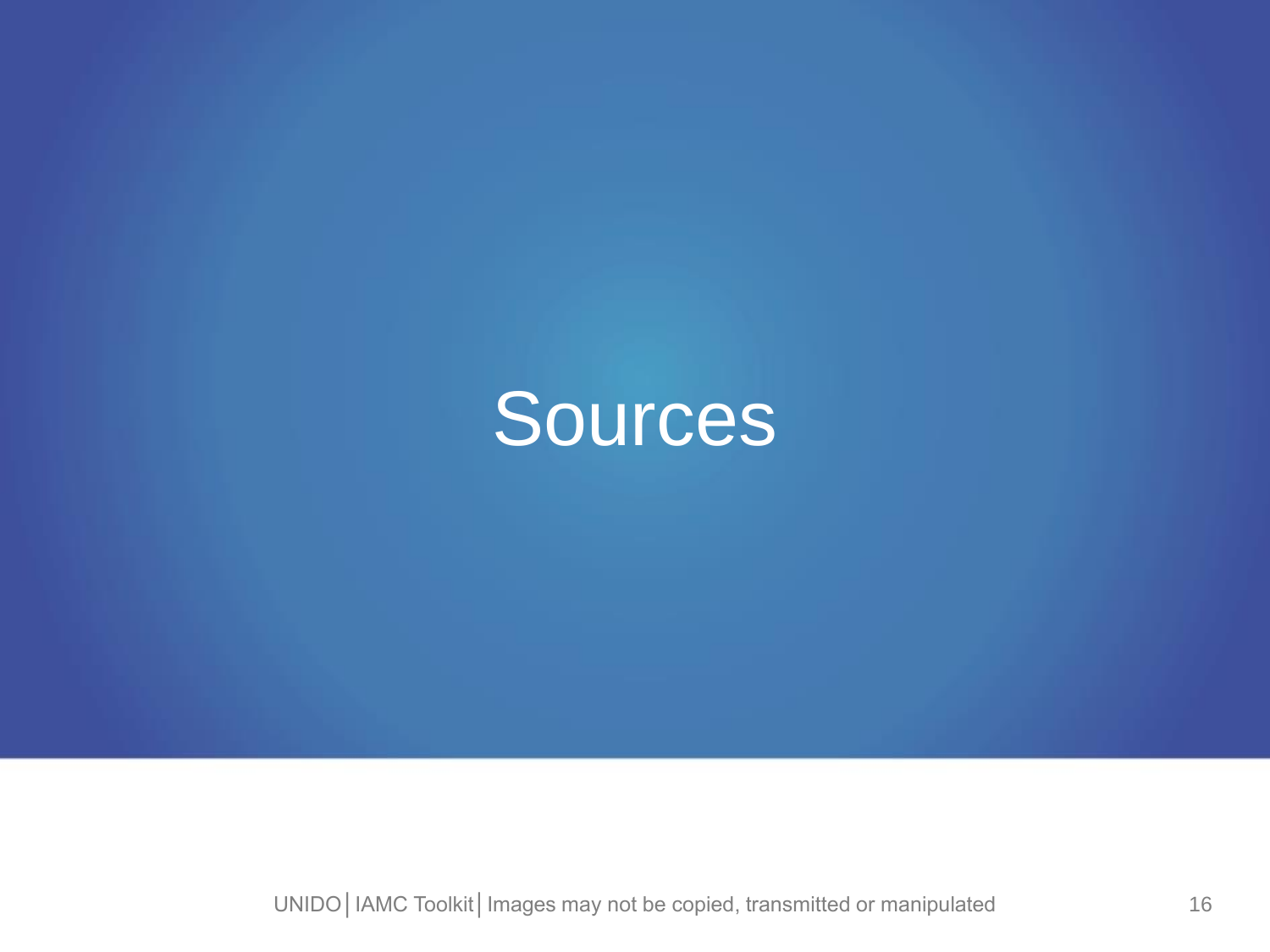# Sources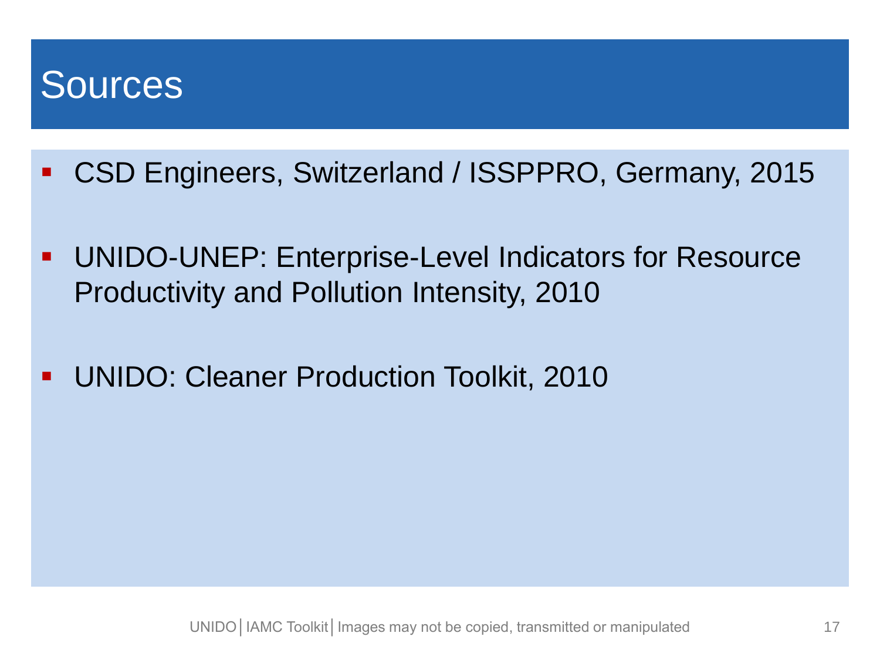# Sources

- CSD Engineers, Switzerland / ISSPPRO, Germany, 2015
- UNIDO-UNEP: Enterprise-Level Indicators for Resource Productivity and Pollution Intensity, 2010
- UNIDO: Cleaner Production Toolkit, 2010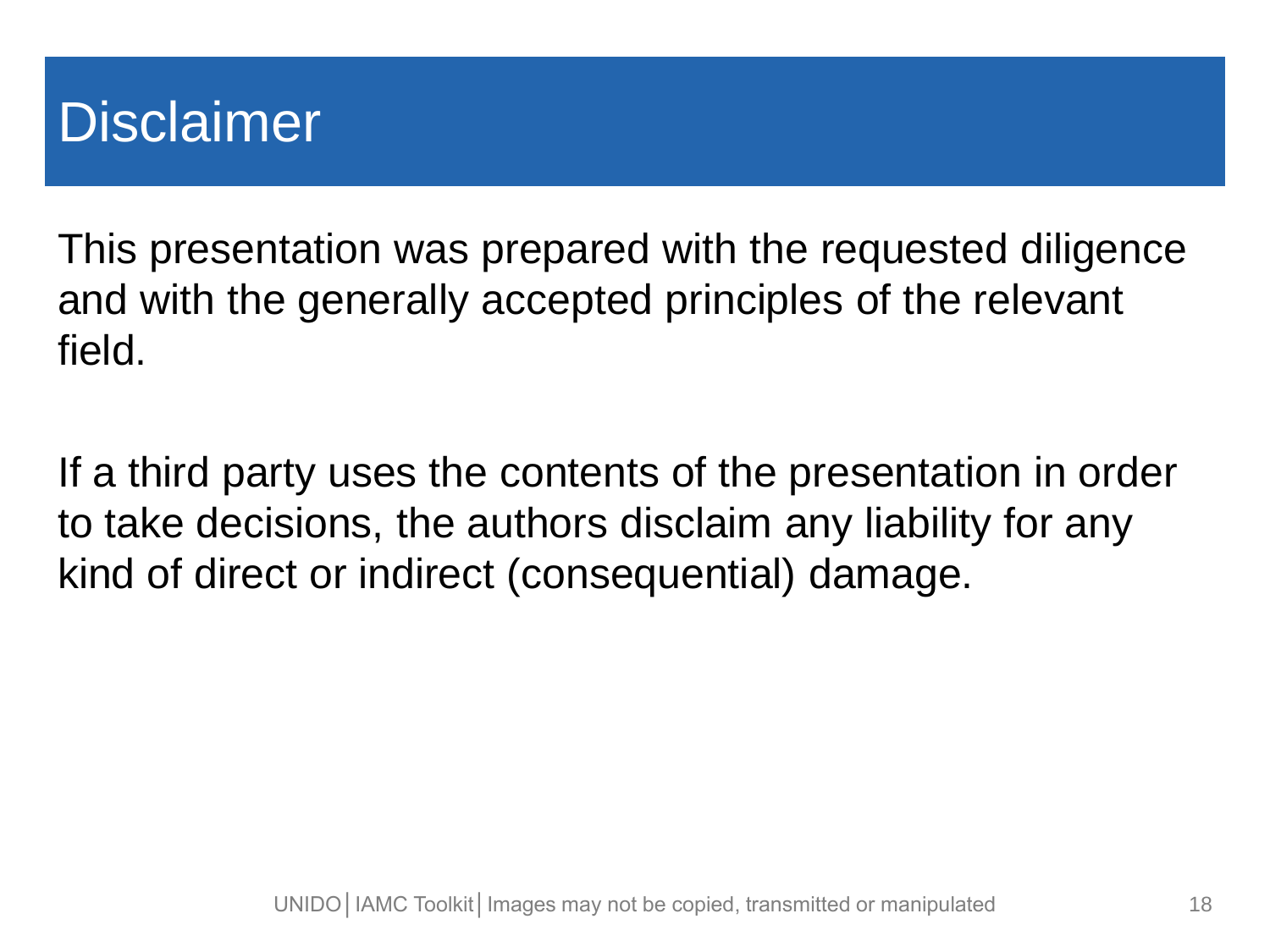# Disclaimer

This presentation was prepared with the requested diligence and with the generally accepted principles of the relevant field.

If a third party uses the contents of the presentation in order to take decisions, the authors disclaim any liability for any kind of direct or indirect (consequential) damage.